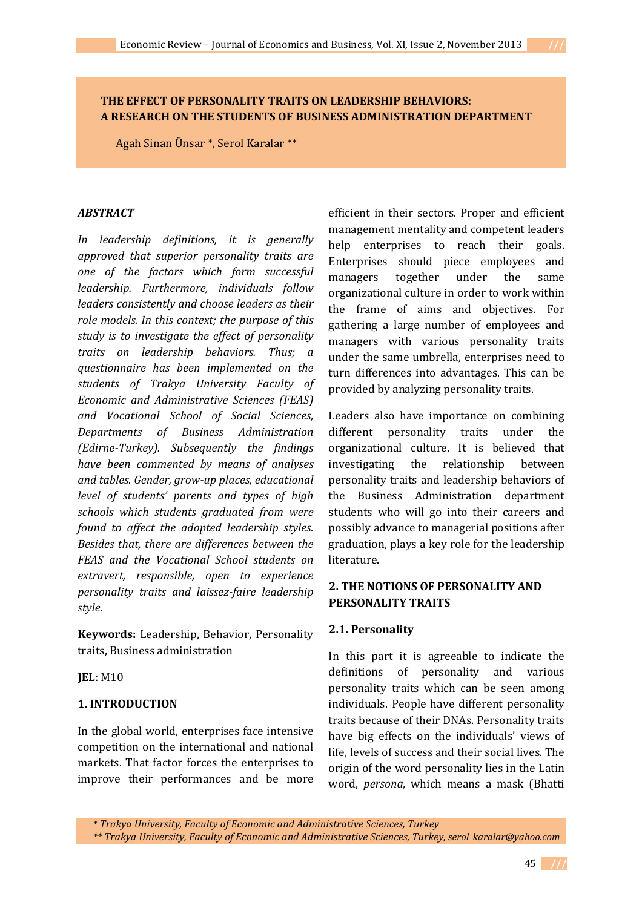# THE EFFECT OF PERSONALITY TRAITS ON LEADERSHIP BEHAVIORS: A RESEARCH ON THE STUDENTS OF BUSINESS ADMINISTRATION DEPARTMENT

Agah Sinan Ünsar *, Serol Karalar **

***ABSTRACT***

*In leadership definitions, it is generally approved that superior personality traits are one of the factors which form successful leadership. Furthermore, individuals follow leaders consistently and choose leaders as their role models. In this context; the purpose of this study is to investigate the effect of personality traits on leadership behaviors. Thus; a questionnaire has been implemented on the students of Trakya University Faculty of Economic and Administrative Sciences (FEAS) and Vocational School of Social Sciences, Departments of Business Administration (Edirne-Turkey). Subsequently the findings have been commented by means of analyses and tables. Gender, grow-up places, educational level of students' parents and types of high schools which students graduated from were found to affect the adopted leadership styles. Besides that, there are differences between the FEAS and the Vocational School students on extravert, responsible, open to experience personality traits and laissez-faire leadership style.*

**Keywords:** Leadership, Behavior, Personality traits, Business administration

**JEL**: M10

## 1. INTRODUCTION

In the global world, enterprises face intensive competition on the international and national markets. That factor forces the enterprises to improve their performances and be more efficient in their sectors. Proper and efficient management mentality and competent leaders help enterprises to reach their goals. Enterprises should piece employees and managers together under the same organizational culture in order to work within the frame of aims and objectives. For gathering a large number of employees and managers with various personality traits under the same umbrella, enterprises need to turn differences into advantages. This can be provided by analyzing personality traits.

Leaders also have importance on combining different personality traits under the organizational culture. It is believed that investigating the relationship between personality traits and leadership behaviors of the Business Administration department students who will go into their careers and possibly advance to managerial positions after graduation, plays a key role for the leadership literature.

## 2. THE NOTIONS OF PERSONALITY AND PERSONALITY TRAITS

### 2.1. Personality

In this part it is agreeable to indicate the definitions of personality and various personality traits which can be seen among individuals. People have different personality traits because of their DNAs. Personality traits have big effects on the individuals' views of life, levels of success and their social lives. The origin of the word personality lies in the Latin word, *persona,* which means a mask (Bhatti

*\* Trakya University, Faculty of Economic and Administrative Sciences, Turkey*

*\*\* Trakya University, Faculty of Economic and Administrative Sciences, Turkey, serol_karalar@yahoo.com*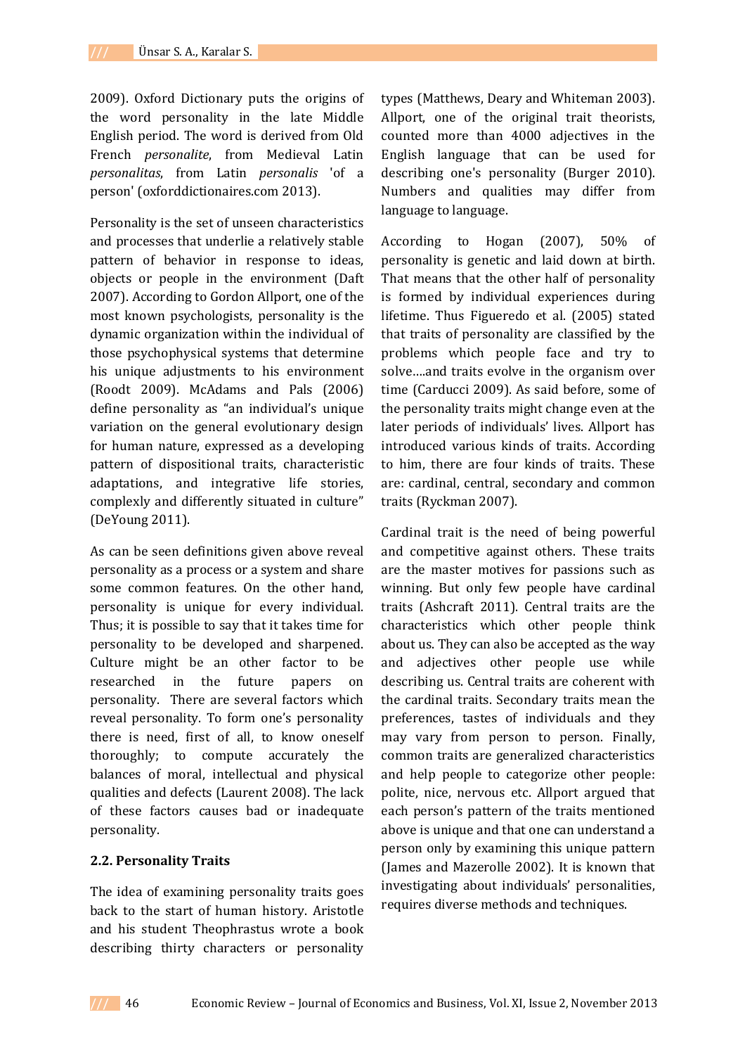2009). Oxford Dictionary puts the origins of the word personality in the late Middle English period. The word is derived from Old French *personalite*, from Medieval Latin *personalitas*, from Latin *personalis* 'of a person' (oxforddictionaires.com 2013).

Personality is the set of unseen characteristics and processes that underlie a relatively stable pattern of behavior in response to ideas, objects or people in the environment (Daft 2007). According to Gordon Allport, one of the most known psychologists, personality is the dynamic organization within the individual of those psychophysical systems that determine his unique adjustments to his environment (Roodt 2009). McAdams and Pals (2006) define personality as "an individual's unique variation on the general evolutionary design for human nature, expressed as a developing pattern of dispositional traits, characteristic adaptations, and integrative life stories, complexly and differently situated in culture" (DeYoung 2011).

As can be seen definitions given above reveal personality as a process or a system and share some common features. On the other hand, personality is unique for every individual. Thus; it is possible to say that it takes time for personality to be developed and sharpened. Culture might be an other factor to be researched in the future papers on personality. There are several factors which reveal personality. To form one's personality there is need, first of all, to know oneself thoroughly; to compute accurately the balances of moral, intellectual and physical qualities and defects (Laurent 2008). The lack of these factors causes bad or inadequate personality.

## 2.2. Personality Traits

The idea of examining personality traits goes back to the start of human history. Aristotle and his student Theophrastus wrote a book describing thirty characters or personality types (Matthews, Deary and Whiteman 2003). Allport, one of the original trait theorists, counted more than 4000 adjectives in the English language that can be used for describing one's personality (Burger 2010). Numbers and qualities may differ from language to language.

According to Hogan (2007), 50% of personality is genetic and laid down at birth. That means that the other half of personality is formed by individual experiences during lifetime. Thus Figueredo et al. (2005) stated that traits of personality are classified by the problems which people face and try to solve....and traits evolve in the organism over time (Carducci 2009). As said before, some of the personality traits might change even at the later periods of individuals' lives. Allport has introduced various kinds of traits. According to him, there are four kinds of traits. These are: cardinal, central, secondary and common traits (Ryckman 2007).

Cardinal trait is the need of being powerful and competitive against others. These traits are the master motives for passions such as winning. But only few people have cardinal traits (Ashcraft 2011). Central traits are the characteristics which other people think about us. They can also be accepted as the way and adjectives other people use while describing us. Central traits are coherent with the cardinal traits. Secondary traits mean the preferences, tastes of individuals and they may vary from person to person. Finally, common traits are generalized characteristics and help people to categorize other people: polite, nice, nervous etc. Allport argued that each person's pattern of the traits mentioned above is unique and that one can understand a person only by examining this unique pattern (James and Mazerolle 2002). It is known that investigating about individuals' personalities, requires diverse methods and techniques.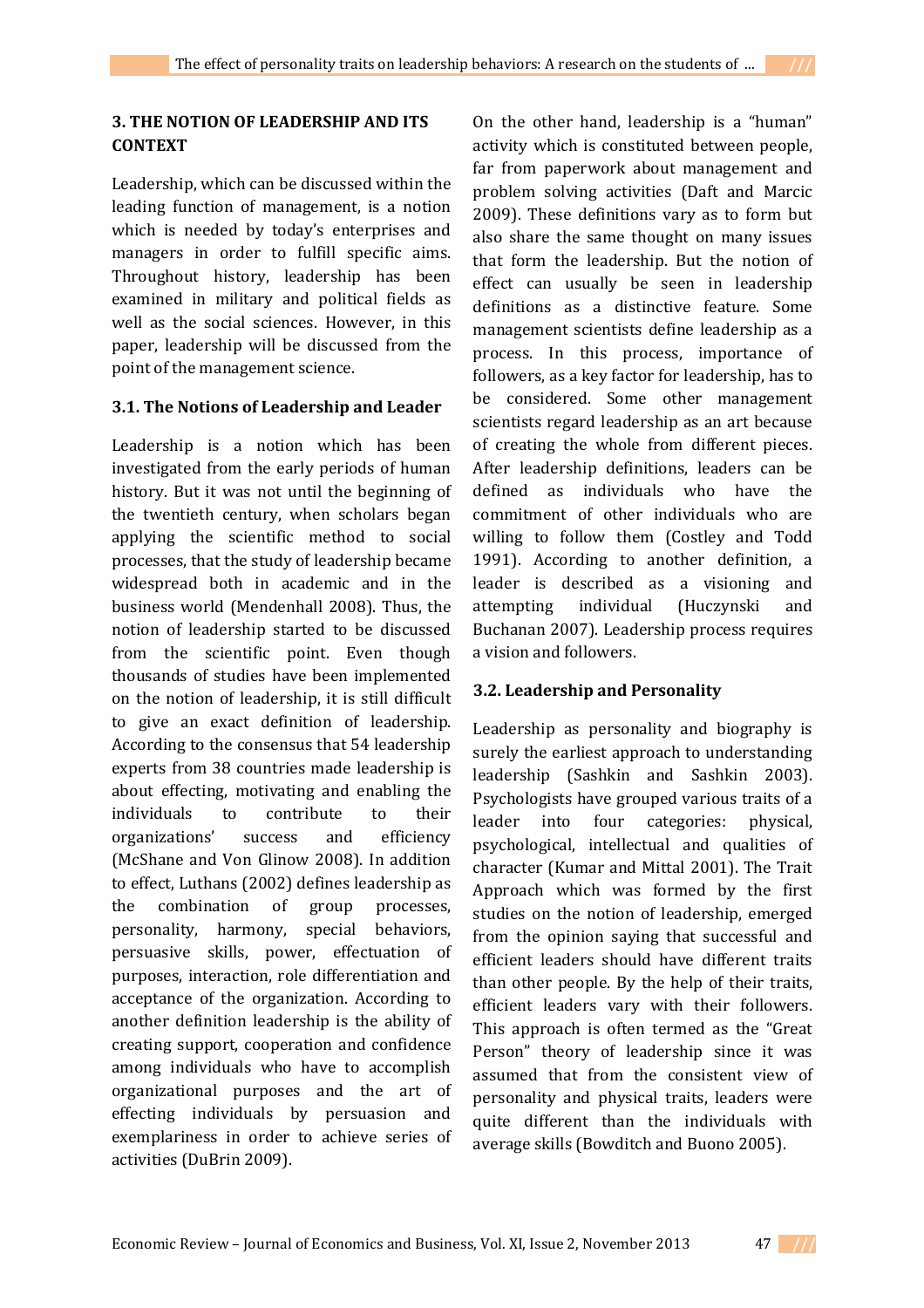## 3. THE NOTION OF LEADERSHIP AND ITS CONTEXT

Leadership, which can be discussed within the leading function of management, is a notion which is needed by today's enterprises and managers in order to fulfill specific aims. Throughout history, leadership has been examined in military and political fields as well as the social sciences. However, in this paper, leadership will be discussed from the point of the management science.

### 3.1. The Notions of Leadership and Leader

Leadership is a notion which has been investigated from the early periods of human history. But it was not until the beginning of the twentieth century, when scholars began applying the scientific method to social processes, that the study of leadership became widespread both in academic and in the business world (Mendenhall 2008). Thus, the notion of leadership started to be discussed from the scientific point. Even though thousands of studies have been implemented on the notion of leadership, it is still difficult to give an exact definition of leadership. According to the consensus that 54 leadership experts from 38 countries made leadership is about effecting, motivating and enabling the individuals to contribute to their organizations' success and efficiency (McShane and Von Glinow 2008). In addition to effect, Luthans (2002) defines leadership as the combination of group processes, personality, harmony, special behaviors, persuasive skills, power, effectuation of purposes, interaction, role differentiation and acceptance of the organization. According to another definition leadership is the ability of creating support, cooperation and confidence among individuals who have to accomplish organizational purposes and the art of effecting individuals by persuasion and exemplariness in order to achieve series of activities (DuBrin 2009).

On the other hand, leadership is a "human" activity which is constituted between people, far from paperwork about management and problem solving activities (Daft and Marcic 2009). These definitions vary as to form but also share the same thought on many issues that form the leadership. But the notion of effect can usually be seen in leadership definitions as a distinctive feature. Some management scientists define leadership as a process. In this process, importance of followers, as a key factor for leadership, has to be considered. Some other management scientists regard leadership as an art because of creating the whole from different pieces. After leadership definitions, leaders can be defined as individuals who have the commitment of other individuals who are willing to follow them (Costley and Todd 1991). According to another definition, a leader is described as a visioning and attempting individual (Huczynski and Buchanan 2007). Leadership process requires a vision and followers.

### 3.2. Leadership and Personality

Leadership as personality and biography is surely the earliest approach to understanding leadership (Sashkin and Sashkin 2003). Psychologists have grouped various traits of a leader into four categories: physical, psychological, intellectual and qualities of character (Kumar and Mittal 2001). The Trait Approach which was formed by the first studies on the notion of leadership, emerged from the opinion saying that successful and efficient leaders should have different traits than other people. By the help of their traits, efficient leaders vary with their followers. This approach is often termed as the "Great Person" theory of leadership since it was assumed that from the consistent view of personality and physical traits, leaders were quite different than the individuals with average skills (Bowditch and Buono 2005).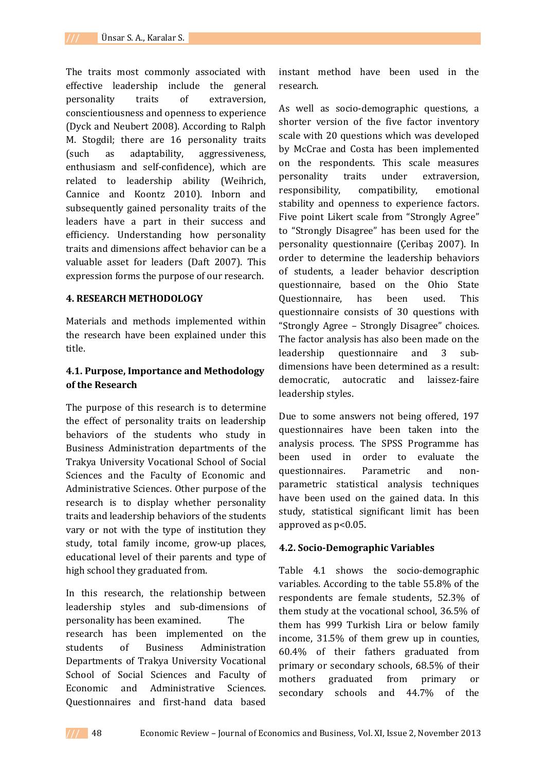The traits most commonly associated with effective leadership include the general personality traits of extraversion, conscientiousness and openness to experience (Dyck and Neubert 2008). According to Ralph M. Stogdil; there are 16 personality traits (such as adaptability, aggressiveness, enthusiasm and self-confidence), which are related to leadership ability (Weihrich, Cannice and Koontz 2010). Inborn and subsequently gained personality traits of the leaders have a part in their success and efficiency. Understanding how personality traits and dimensions affect behavior can be a valuable asset for leaders (Daft 2007). This expression forms the purpose of our research.

## 4. RESEARCH METHODOLOGY

Materials and methods implemented within the research have been explained under this title.

### 4.1. Purpose, Importance and Methodology of the Research

The purpose of this research is to determine the effect of personality traits on leadership behaviors of the students who study in Business Administration departments of the Trakya University Vocational School of Social Sciences and the Faculty of Economic and Administrative Sciences. Other purpose of the research is to display whether personality traits and leadership behaviors of the students vary or not with the type of institution they study, total family income, grow-up places, educational level of their parents and type of high school they graduated from.

In this research, the relationship between leadership styles and sub-dimensions of personality has been examined. The research has been implemented on the students of Business Administration Departments of Trakya University Vocational School of Social Sciences and Faculty of Economic and Administrative Sciences. Questionnaires and first-hand data based instant method have been used in the research.

As well as socio-demographic questions, a shorter version of the five factor inventory scale with 20 questions which was developed by McCrae and Costa has been implemented on the respondents. This scale measures personality traits under extraversion, responsibility, compatibility, emotional stability and openness to experience factors. Five point Likert scale from "Strongly Agree" to "Strongly Disagree" has been used for the personality questionnaire (Çeribaş 2007). In order to determine the leadership behaviors of students, a leader behavior description questionnaire, based on the Ohio State Questionnaire, has been used. This questionnaire consists of 30 questions with "Strongly Agree – Strongly Disagree" choices. The factor analysis has also been made on the leadership questionnaire and 3 sub-dimensions have been determined as a result: democratic, autocratic and laissez-faire leadership styles.

Due to some answers not being offered, 197 questionnaires have been taken into the analysis process. The SPSS Programme has been used in order to evaluate the questionnaires. Parametric and non-parametric statistical analysis techniques have been used on the gained data. In this study, statistical significant limit has been approved as $p<0.05$.

### 4.2. Socio-Demographic Variables

Table 4.1 shows the socio-demographic variables. According to the table 55.8% of the respondents are female students, 52.3% of them study at the vocational school, 36.5% of them has 999 Turkish Lira or below family income, 31.5% of them grew up in counties, 60.4% of their fathers graduated from primary or secondary schools, 68.5% of their mothers graduated from primary or secondary schools and 44.7% of the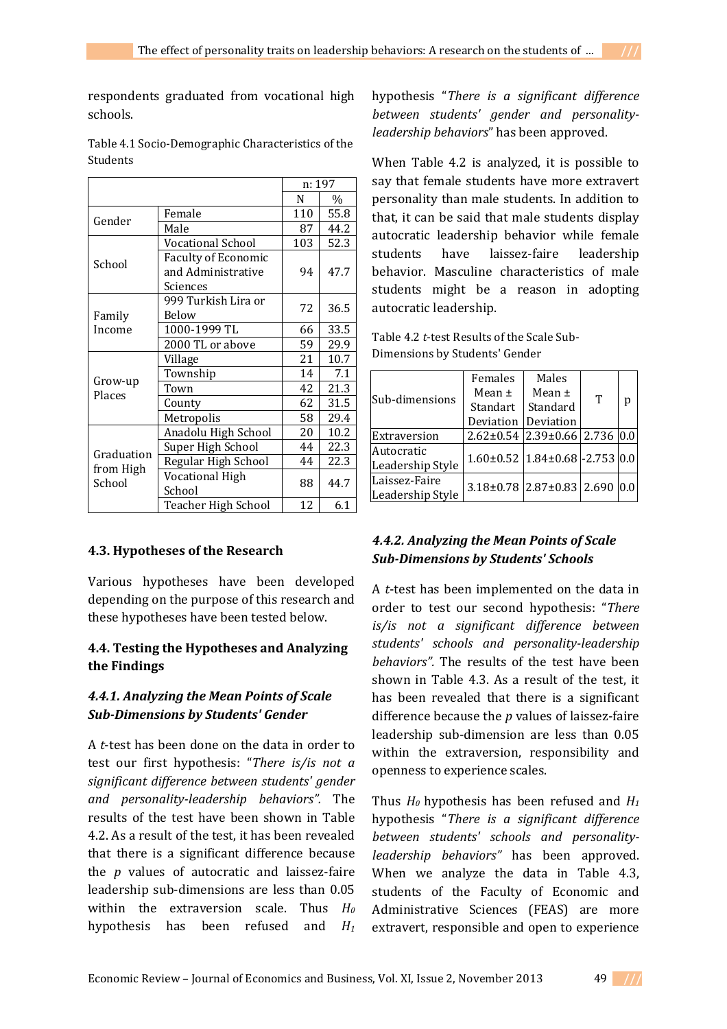respondents graduated from vocational high schools.

Table 4.1 Socio-Demographic Characteristics of the Students

| | | n: 197 | |
|---|---|---|---|
| | | N | % |
| Gender | Female | 110 | 55.8 |
| | Male | 87 | 44.2 |
| School | Vocational School | 103 | 52.3 |
| | Faculty of Economic and Administrative Sciences | 94 | 47.7 |
| Family Income | 999 Turkish Lira or Below | 72 | 36.5 |
| | 1000-1999 TL | 66 | 33.5 |
| | 2000 TL or above | 59 | 29.9 |
| Grow-up Places | Village | 21 | 10.7 |
| | Township | 14 | 7.1 |
| | Town | 42 | 21.3 |
| | County | 62 | 31.5 |
| | Metropolis | 58 | 29.4 |
| Graduation from High School | Anadolu High School | 20 | 10.2 |
| | Super High School | 44 | 22.3 |
| | Regular High School | 44 | 22.3 |
| | Vocational High School | 88 | 44.7 |
| | Teacher High School | 12 | 6.1 |

## 4.3. Hypotheses of the Research

Various hypotheses have been developed depending on the purpose of this research and these hypotheses have been tested below.

## 4.4. Testing the Hypotheses and Analyzing the Findings

### *4.4.1. Analyzing the Mean Points of Scale Sub-Dimensions by Students' Gender*

A *t*-test has been done on the data in order to test our first hypothesis: "*There is/is not a significant difference between students' gender and personality-leadership behaviors".* The results of the test have been shown in Table 4.2. As a result of the test, it has been revealed that there is a significant difference because the *p* values of autocratic and laissez-faire leadership sub-dimensions are less than 0.05 within the extraversion scale. Thus $H_0$ hypothesis has been refused and $H_1$ hypothesis "*There is a significant difference between students' gender and personality-leadership behaviors*" has been approved.

When Table 4.2 is analyzed, it is possible to say that female students have more extravert personality than male students. In addition to that, it can be said that male students display autocratic leadership behavior while female students have laissez-faire leadership behavior. Masculine characteristics of male students might be a reason in adopting autocratic leadership.

Table 4.2 *t*-test Results of the Scale Sub-Dimensions by Students' Gender

| Sub-dimensions | Females Mean ± Standart Deviation | Males Mean ± Standard Deviation | T | p |
|---|---|---|---|---|
| Extraversion | 2.62±0.54 | 2.39±0.66 | 2.736 | 0.0 |
| Autocratic Leadership Style | 1.60±0.52 | 1.84±0.68 | -2.753 | 0.0 |
| Laissez-Faire Leadership Style | 3.18±0.78 | 2.87±0.83 | 2.690 | 0.0 |

### *4.4.2. Analyzing the Mean Points of Scale Sub-Dimensions by Students' Schools*

A *t*-test has been implemented on the data in order to test our second hypothesis: "*There is/is not a significant difference between students' schools and personality-leadership behaviors".* The results of the test have been shown in Table 4.3. As a result of the test, it has been revealed that there is a significant difference because the *p* values of laissez-faire leadership sub-dimension are less than 0.05 within the extraversion, responsibility and openness to experience scales.

Thus $H_0$ hypothesis has been refused and $H_1$ hypothesis "*There is a significant difference between students' schools and personality-leadership behaviors"* has been approved. When we analyze the data in Table 4.3, students of the Faculty of Economic and Administrative Sciences (FEAS) are more extravert, responsible and open to experience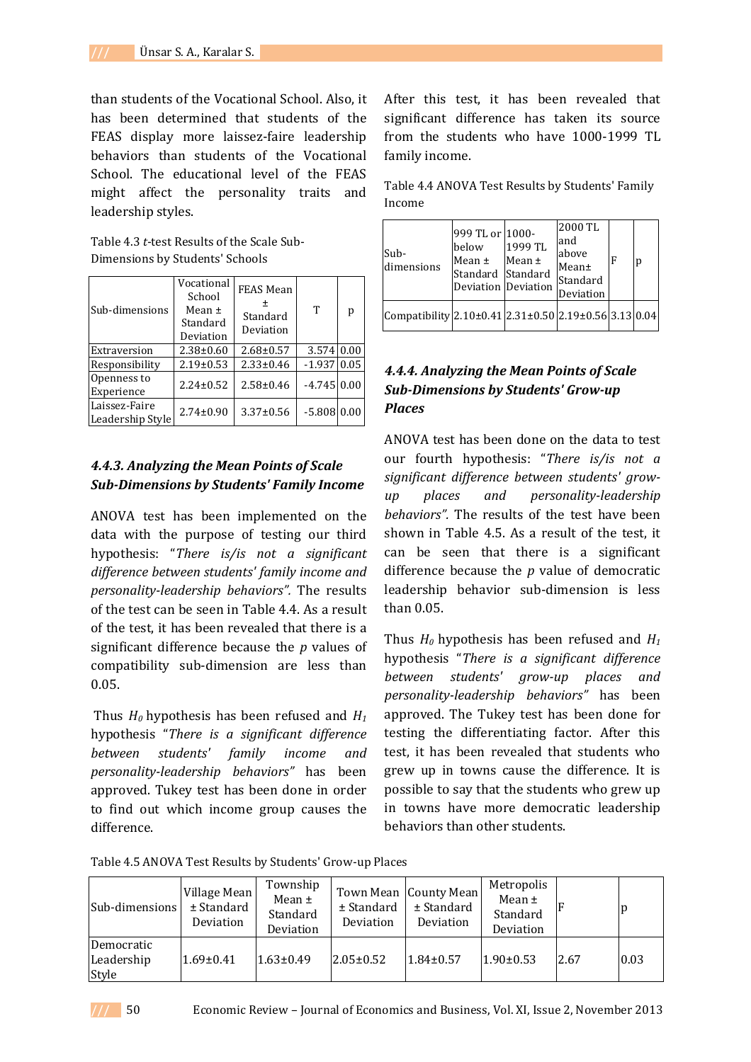than students of the Vocational School. Also, it has been determined that students of the FEAS display more laissez-faire leadership behaviors than students of the Vocational School. The educational level of the FEAS might affect the personality traits and leadership styles.

Table 4.3 *t*-test Results of the Scale Sub-Dimensions by Students' Schools

| Sub-dimensions | Vocational School Mean ± Standard Deviation | FEAS Mean ± Standard Deviation | T | p |
|---|---|---|---|---|
| Extraversion | 2.38±0.60 | 2.68±0.57 | 3.574 | 0.00 |
| Responsibility | 2.19±0.53 | 2.33±0.46 | -1.937 | 0.05 |
| Openness to Experience | 2.24±0.52 | 2.58±0.46 | -4.745 | 0.00 |
| Laissez-Faire Leadership Style | 2.74±0.90 | 3.37±0.56 | -5.808 | 0.00 |

### *4.4.3. Analyzing the Mean Points of Scale Sub-Dimensions by Students' Family Income*

ANOVA test has been implemented on the data with the purpose of testing our third hypothesis: *"There is/is not a significant difference between students' family income and personality-leadership behaviors".* The results of the test can be seen in Table 4.4. As a result of the test, it has been revealed that there is a significant difference because the *p* values of compatibility sub-dimension are less than 0.05.

Thus $H_0$ hypothesis has been refused and $H_1$ hypothesis *"There is a significant difference between students' family income and personality-leadership behaviors"* has been approved. Tukey test has been done in order to find out which income group causes the difference. After this test, it has been revealed that significant difference has taken its source from the students who have 1000-1999 TL family income.

Table 4.4 ANOVA Test Results by Students' Family Income

| Sub-dimensions | 999 TL or below Mean ± Standard Deviation | 1000-1999 TL Mean ± Standard Deviation | 2000 TL and above Mean± Standard Deviation | F | p |
|---|---|---|---|---|---|
| Compatibility | 2.10±0.41 | 2.31±0.50 | 2.19±0.56 | 3.13 | 0.04 |

### *4.4.4. Analyzing the Mean Points of Scale Sub-Dimensions by Students' Grow-up Places*

ANOVA test has been done on the data to test our fourth hypothesis: *"There is/is not a significant difference between students' grow-up places and personality-leadership behaviors".* The results of the test have been shown in Table 4.5. As a result of the test, it can be seen that there is a significant difference because the *p* value of democratic leadership behavior sub-dimension is less than 0.05.

Thus $H_0$ hypothesis has been refused and $H_1$ hypothesis *"There is a significant difference between students' grow-up places and personality-leadership behaviors"* has been approved. The Tukey test has been done for testing the differentiating factor. After this test, it has been revealed that students who grew up in towns cause the difference. It is possible to say that the students who grew up in towns have more democratic leadership behaviors than other students.

Table 4.5 ANOVA Test Results by Students' Grow-up Places

| Sub-dimensions | Village Mean ± Standard Deviation | Township Mean ± Standard Deviation | Town Mean ± Standard Deviation | County Mean ± Standard Deviation | Metropolis Mean ± Standard Deviation | F | p |
|---|---|---|---|---|---|---|---|
| Democratic Leadership Style | 1.69±0.41 | 1.63±0.49 | 2.05±0.52 | 1.84±0.57 | 1.90±0.53 | 2.67 | 0.03 |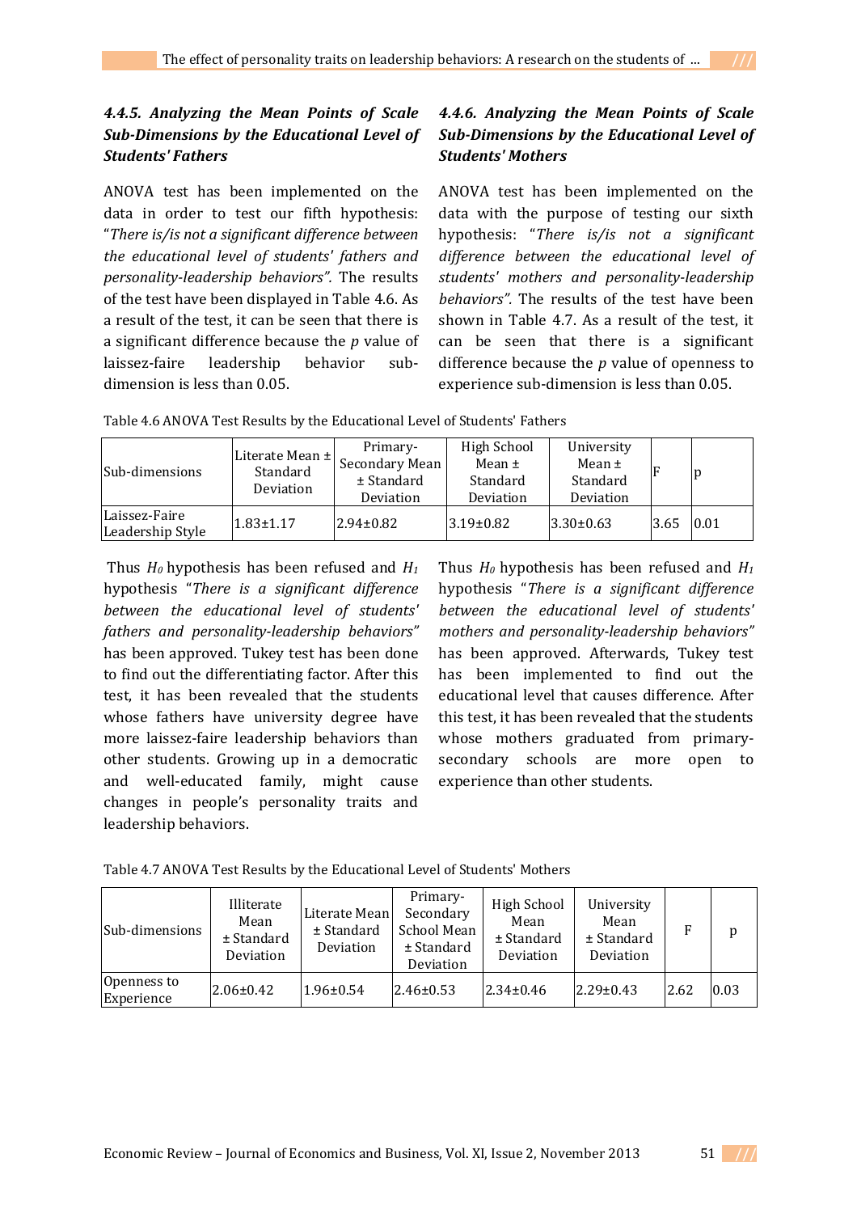#### *4.4.5. Analyzing the Mean Points of Scale Sub-Dimensions by the Educational Level of Students' Fathers*

ANOVA test has been implemented on the data in order to test our fifth hypothesis: "*There is/is not a significant difference between the educational level of students' fathers and personality-leadership behaviors".* The results of the test have been displayed in Table 4.6. As a result of the test, it can be seen that there is a significant difference because the *p* value of laissez-faire leadership behavior sub-dimension is less than 0.05.

Table 4.6 ANOVA Test Results by the Educational Level of Students' Fathers

| Sub-dimensions | Literate Mean ± Standard Deviation | Primary-Secondary Mean ± Standard Deviation | High School Mean ± Standard Deviation | University Mean ± Standard Deviation | F | p |
|---|---|---|---|---|---|---|
| Laissez-Faire Leadership Style | 1.83±1.17 | 2.94±0.82 | 3.19±0.82 | 3.30±0.63 | 3.65 | 0.01 |

Thus $H_0$ hypothesis has been refused and $H_1$ hypothesis "*There is a significant difference between the educational level of students' fathers and personality-leadership behaviors"* has been approved. Tukey test has been done to find out the differentiating factor. After this test, it has been revealed that the students whose fathers have university degree have more laissez-faire leadership behaviors than other students. Growing up in a democratic and well-educated family, might cause changes in people's personality traits and leadership behaviors.

#### *4.4.6. Analyzing the Mean Points of Scale Sub-Dimensions by the Educational Level of Students' Mothers*

ANOVA test has been implemented on the data with the purpose of testing our sixth hypothesis: "*There is/is not a significant difference between the educational level of students' mothers and personality-leadership behaviors".* The results of the test have been shown in Table 4.7. As a result of the test, it can be seen that there is a significant difference because the *p* value of openness to experience sub-dimension is less than 0.05.

Thus $H_0$ hypothesis has been refused and $H_1$ hypothesis "*There is a significant difference between the educational level of students' mothers and personality-leadership behaviors"* has been approved. Afterwards, Tukey test has been implemented to find out the educational level that causes difference. After this test, it has been revealed that the students whose mothers graduated from primary-secondary schools are more open to experience than other students.

Table 4.7 ANOVA Test Results by the Educational Level of Students' Mothers

| Sub-dimensions | Illiterate Mean ± Standard Deviation | Literate Mean ± Standard Deviation | Primary-Secondary School Mean ± Standard Deviation | High School Mean ± Standard Deviation | University Mean ± Standard Deviation | F | p |
|---|---|---|---|---|---|---|---|
| Openness to Experience | 2.06±0.42 | 1.96±0.54 | 2.46±0.53 | 2.34±0.46 | 2.29±0.43 | 2.62 | 0.03 |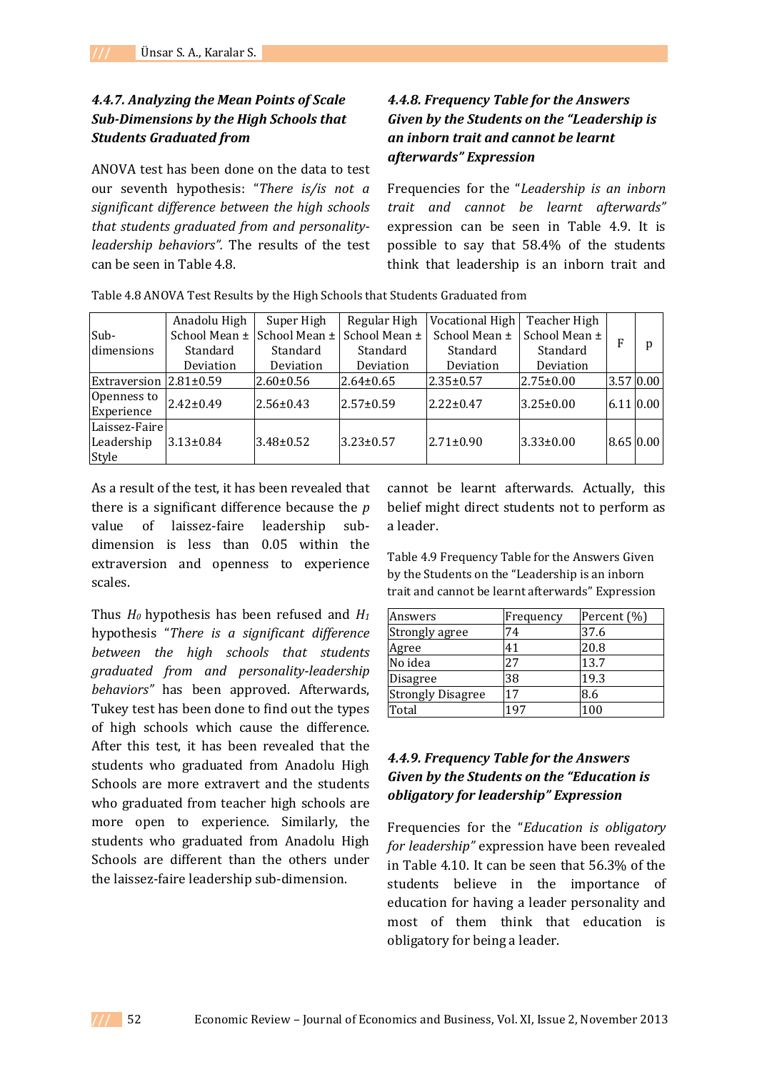### *4.4.7. Analyzing the Mean Points of Scale Sub-Dimensions by the High Schools that Students Graduated from*

ANOVA test has been done on the data to test our seventh hypothesis: "*There is/is not a significant difference between the high schools that students graduated from and personality-leadership behaviors"*. The results of the test can be seen in Table 4.8.

Table 4.8 ANOVA Test Results by the High Schools that Students Graduated from

| Sub-dimensions | Anadolu High School Mean ± Standard Deviation | Super High School Mean ± Standard Deviation | Regular High School Mean ± Standard Deviation | Vocational High School Mean ± Standard Deviation | Teacher High School Mean ± Standard Deviation | F | p |
|---|---|---|---|---|---|---|---|
| Extraversion | 2.81±0.59 | 2.60±0.56 | 2.64±0.65 | 2.35±0.57 | 2.75±0.00 | 3.57 | 0.00 |
| Openness to Experience | 2.42±0.49 | 2.56±0.43 | 2.57±0.59 | 2.22±0.47 | 3.25±0.00 | 6.11 | 0.00 |
| Laissez-Faire Leadership Style | 3.13±0.84 | 3.48±0.52 | 3.23±0.57 | 2.71±0.90 | 3.33±0.00 | 8.65 | 0.00 |

As a result of the test, it has been revealed that there is a significant difference because the *p* value of laissez-faire leadership sub-dimension is less than 0.05 within the extraversion and openness to experience scales.

Thus $H_0$ hypothesis has been refused and $H_1$ hypothesis "*There is a significant difference between the high schools that students graduated from and personality-leadership behaviors"* has been approved. Afterwards, Tukey test has been done to find out the types of high schools which cause the difference. After this test, it has been revealed that the students who graduated from Anadolu High Schools are more extravert and the students who graduated from teacher high schools are more open to experience. Similarly, the students who graduated from Anadolu High Schools are different than the others under the laissez-faire leadership sub-dimension.

### *4.4.8. Frequency Table for the Answers Given by the Students on the "Leadership is an inborn trait and cannot be learnt afterwards" Expression*

Frequencies for the "*Leadership is an inborn trait and cannot be learnt afterwards"* expression can be seen in Table 4.9. It is possible to say that 58.4% of the students think that leadership is an inborn trait and cannot be learnt afterwards. Actually, this belief might direct students not to perform as a leader.

Table 4.9 Frequency Table for the Answers Given by the Students on the "Leadership is an inborn trait and cannot be learnt afterwards" Expression

| Answers | Frequency | Percent (%) |
|---|---|---|
| Strongly agree | 74 | 37.6 |
| Agree | 41 | 20.8 |
| No idea | 27 | 13.7 |
| Disagree | 38 | 19.3 |
| Strongly Disagree | 17 | 8.6 |
| Total | 197 | 100 |

### *4.4.9. Frequency Table for the Answers Given by the Students on the "Education is obligatory for leadership" Expression*

Frequencies for the "*Education is obligatory for leadership"* expression have been revealed in Table 4.10. It can be seen that 56.3% of the students believe in the importance of education for having a leader personality and most of them think that education is obligatory for being a leader.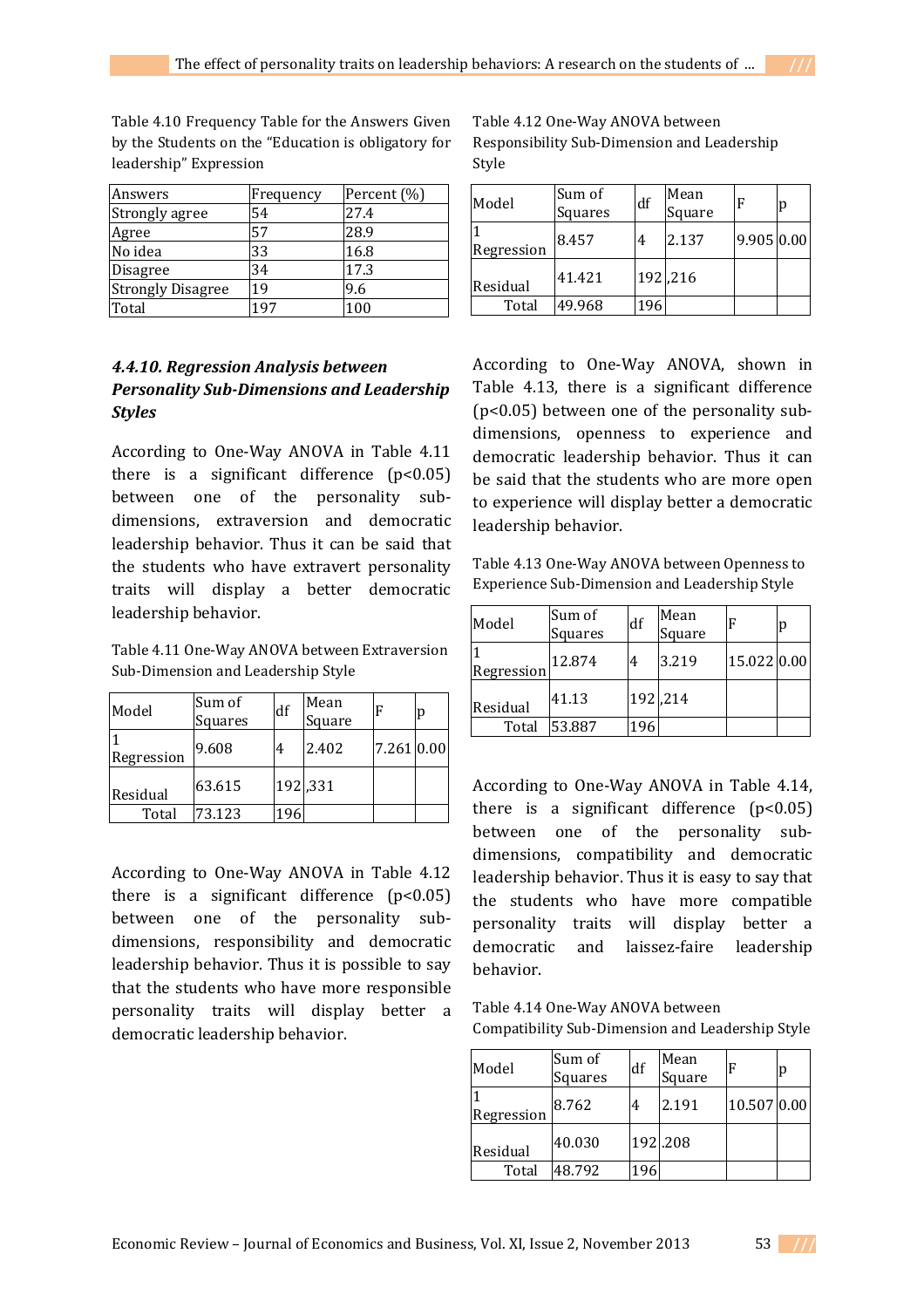Table 4.10 Frequency Table for the Answers Given by the Students on the "Education is obligatory for leadership" Expression

| Answers | Frequency | Percent (%) |
|---|---|---|
| Strongly agree | 54 | 27.4 |
| Agree | 57 | 28.9 |
| No idea | 33 | 16.8 |
| Disagree | 34 | 17.3 |
| Strongly Disagree | 19 | 9.6 |
| Total | 197 | 100 |

### *4.4.10. Regression Analysis between Personality Sub-Dimensions and Leadership Styles*

According to One-Way ANOVA in Table 4.11 there is a significant difference (p<0.05) between one of the personality sub-dimensions, extraversion and democratic leadership behavior. Thus it can be said that the students who have extravert personality traits will display a better democratic leadership behavior.

Table 4.11 One-Way ANOVA between Extraversion Sub-Dimension and Leadership Style

| Model | Sum of Squares | df | Mean Square | F | p |
|---|---|---|---|---|---|
| 1 Regression | 9.608 | 4 | 2.402 | 7.261 | 0.00 |
| Residual | 63.615 | 192 | ,331 | | |
| Total | 73.123 | 196 | | | |

According to One-Way ANOVA in Table 4.12 there is a significant difference (p<0.05) between one of the personality sub-dimensions, responsibility and democratic leadership behavior. Thus it is possible to say that the students who have more responsible personality traits will display better a democratic leadership behavior.

Table 4.12 One-Way ANOVA between Responsibility Sub-Dimension and Leadership Style

| Model | Sum of Squares | df | Mean Square | F | p |
|---|---|---|---|---|---|
| 1 Regression | 8.457 | 4 | 2.137 | 9.905 | 0.00 |
| Residual | 41.421 | 192 | ,216 | | |
| Total | 49.968 | 196 | | | |

According to One-Way ANOVA, shown in Table 4.13, there is a significant difference (p<0.05) between one of the personality sub-dimensions, openness to experience and democratic leadership behavior. Thus it can be said that the students who are more open to experience will display better a democratic leadership behavior.

Table 4.13 One-Way ANOVA between Openness to Experience Sub-Dimension and Leadership Style

| Model | Sum of Squares | df | Mean Square | F | p |
|---|---|---|---|---|---|
| 1 Regression | 12.874 | 4 | 3.219 | 15.022 | 0.00 |
| Residual | 41.13 | 192 | ,214 | | |
| Total | 53.887 | 196 | | | |

According to One-Way ANOVA in Table 4.14, there is a significant difference (p<0.05) between one of the personality sub-dimensions, compatibility and democratic leadership behavior. Thus it is easy to say that the students who have more compatible personality traits will display better a democratic and laissez-faire leadership behavior.

Table 4.14 One-Way ANOVA between Compatibility Sub-Dimension and Leadership Style

| Model | Sum of Squares | df | Mean Square | F | p |
|---|---|---|---|---|---|
| 1 Regression | 8.762 | 4 | 2.191 | 10.507 | 0.00 |
| Residual | 40.030 | 192 | .208 | | |
| Total | 48.792 | 196 | | | |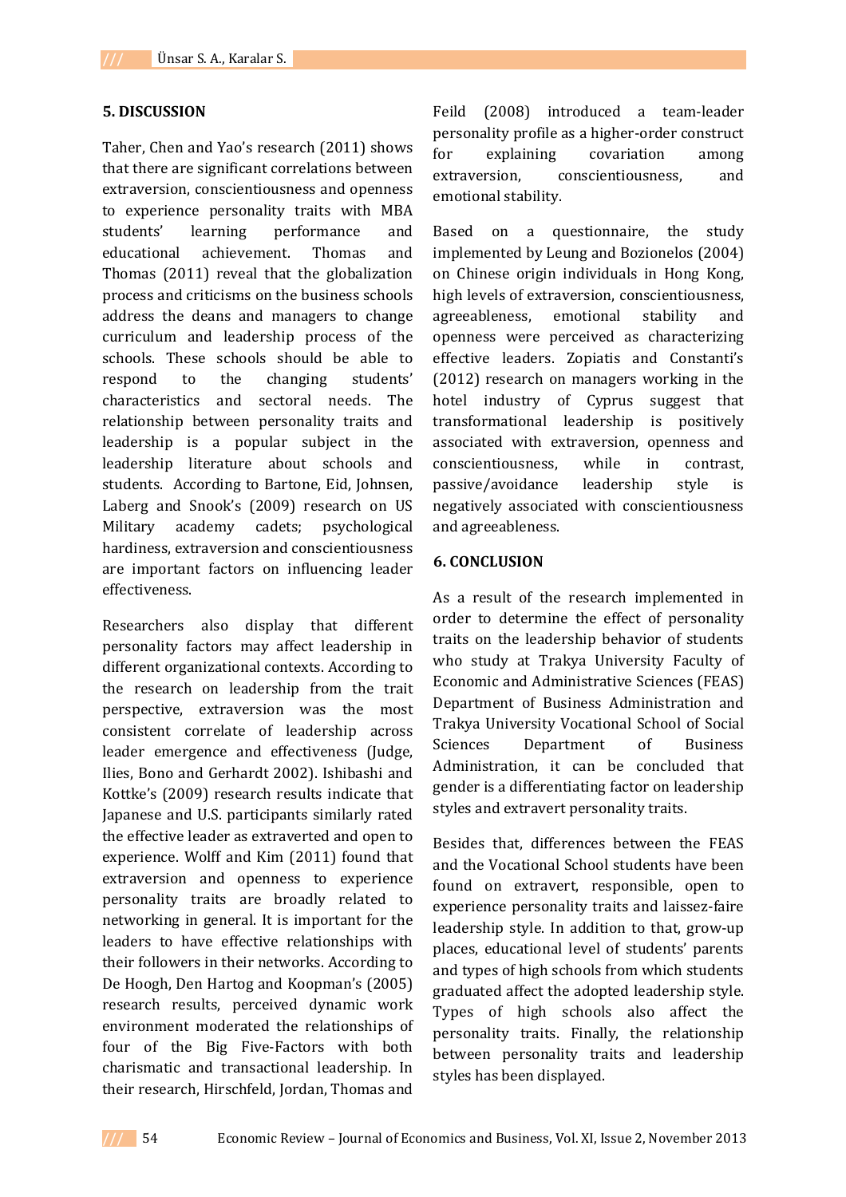## 5. DISCUSSION

Taher, Chen and Yao's research (2011) shows that there are significant correlations between extraversion, conscientiousness and openness to experience personality traits with MBA students' learning performance and educational achievement. Thomas and Thomas (2011) reveal that the globalization process and criticisms on the business schools address the deans and managers to change curriculum and leadership process of the schools. These schools should be able to respond to the changing students' characteristics and sectoral needs. The relationship between personality traits and leadership is a popular subject in the leadership literature about schools and students. According to Bartone, Eid, Johnsen, Laberg and Snook's (2009) research on US Military academy cadets; psychological hardiness, extraversion and conscientiousness are important factors on influencing leader effectiveness.

Researchers also display that different personality factors may affect leadership in different organizational contexts. According to the research on leadership from the trait perspective, extraversion was the most consistent correlate of leadership across leader emergence and effectiveness (Judge, Ilies, Bono and Gerhardt 2002). Ishibashi and Kottke's (2009) research results indicate that Japanese and U.S. participants similarly rated the effective leader as extraverted and open to experience. Wolff and Kim (2011) found that extraversion and openness to experience personality traits are broadly related to networking in general. It is important for the leaders to have effective relationships with their followers in their networks. According to De Hoogh, Den Hartog and Koopman's (2005) research results, perceived dynamic work environment moderated the relationships of four of the Big Five-Factors with both charismatic and transactional leadership. In their research, Hirschfeld, Jordan, Thomas and Feild (2008) introduced a team-leader personality profile as a higher-order construct for explaining covariation among extraversion, conscientiousness, and emotional stability.

Based on a questionnaire, the study implemented by Leung and Bozionelos (2004) on Chinese origin individuals in Hong Kong, high levels of extraversion, conscientiousness, agreeableness, emotional stability and openness were perceived as characterizing effective leaders. Zopiatis and Constanti's (2012) research on managers working in the hotel industry of Cyprus suggest that transformational leadership is positively associated with extraversion, openness and conscientiousness, while in contrast, passive/avoidance leadership style is negatively associated with conscientiousness and agreeableness.

## 6. CONCLUSION

As a result of the research implemented in order to determine the effect of personality traits on the leadership behavior of students who study at Trakya University Faculty of Economic and Administrative Sciences (FEAS) Department of Business Administration and Trakya University Vocational School of Social Sciences Department of Business Administration, it can be concluded that gender is a differentiating factor on leadership styles and extravert personality traits.

Besides that, differences between the FEAS and the Vocational School students have been found on extravert, responsible, open to experience personality traits and laissez-faire leadership style. In addition to that, grow-up places, educational level of students' parents and types of high schools from which students graduated affect the adopted leadership style. Types of high schools also affect the personality traits. Finally, the relationship between personality traits and leadership styles has been displayed.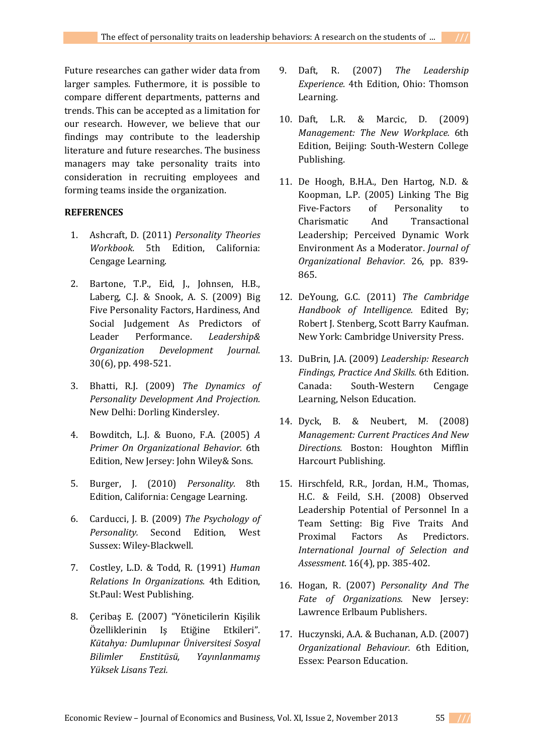Future researches can gather wider data from larger samples. Futhermore, it is possible to compare different departments, patterns and trends. This can be accepted as a limitation for our research. However, we believe that our findings may contribute to the leadership literature and future researches. The business managers may take personality traits into consideration in recruiting employees and forming teams inside the organization.

**REFERENCES**

1. Ashcraft, D. (2011) *Personality Theories Workbook.* 5th Edition, California: Cengage Learning.
2. Bartone, T.P., Eid, J., Johnsen, H.B., Laberg, C.J. & Snook, A. S. (2009) Big Five Personality Factors, Hardiness, And Social Judgement As Predictors of Leader Performance. *Leadership& Organization Development Journal.* 30(6), pp. 498-521.
3. Bhatti, R.J. (2009) *The Dynamics of Personality Development And Projection.* New Delhi: Dorling Kindersley.
4. Bowditch, L.J. & Buono, F.A. (2005) *A Primer On Organizational Behavior.* 6th Edition, New Jersey: John Wiley& Sons.
5. Burger, J. (2010) *Personality.* 8th Edition, California: Cengage Learning.
6. Carducci, J. B. (2009) *The Psychology of Personality.* Second Edition, West Sussex: Wiley-Blackwell.
7. Costley, L.D. & Todd, R. (1991) *Human Relations In Organizations.* 4th Edition, St.Paul: West Publishing.
8. Çeribaş E. (2007) "Yöneticilerin Kişilik Özelliklerinin Iş Etiğine Etkileri". *Kütahya: Dumlupınar Üniversitesi Sosyal Bilimler Enstitüsü, Yayınlanmamış Yüksek Lisans Tezi.*
9. Daft, R. (2007) *The Leadership Experience.* 4th Edition, Ohio: Thomson Learning.
10. Daft, L.R. & Marcic, D. (2009) *Management: The New Workplace.* 6th Edition, Beijing: South-Western College Publishing.
11. De Hoogh, B.H.A., Den Hartog, N.D. & Koopman, L.P. (2005) Linking The Big Five-Factors of Personality to Charismatic And Transactional Leadership; Perceived Dynamic Work Environment As a Moderator. *Journal of Organizational Behavior.* 26, pp. 839-865.
12. DeYoung, G.C. (2011) *The Cambridge Handbook of Intelligence.* Edited By; Robert J. Stenberg, Scott Barry Kaufman. New York: Cambridge University Press.
13. DuBrin, J.A. (2009) *Leadership: Research Findings, Practice And Skills.* 6th Edition. Canada: South-Western Cengage Learning, Nelson Education.
14. Dyck, B. & Neubert, M. (2008) *Management: Current Practices And New Directions.* Boston: Houghton Mifflin Harcourt Publishing.
15. Hirschfeld, R.R., Jordan, H.M., Thomas, H.C. & Feild, S.H. (2008) Observed Leadership Potential of Personnel In a Team Setting: Big Five Traits And Proximal Factors As Predictors. *International Journal of Selection and Assessment.* 16(4), pp. 385-402.
16. Hogan, R. (2007) *Personality And The Fate of Organizations.* New Jersey: Lawrence Erlbaum Publishers.
17. Huczynski, A.A. & Buchanan, A.D. (2007) *Organizational Behaviour.* 6th Edition, Essex: Pearson Education.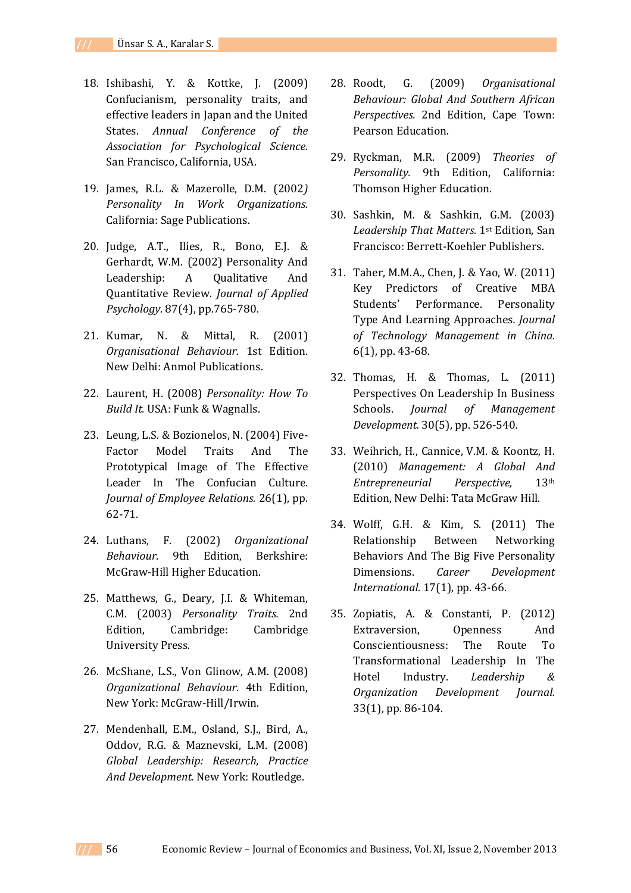18. Ishibashi, Y. & Kottke, J. (2009) Confucianism, personality traits, and effective leaders in Japan and the United States. *Annual Conference of the Association for Psychological Science.* San Francisco, California, USA.

19. James, R.L. & Mazerolle, D.M. (2002*) Personality In Work Organizations.* California: Sage Publications.

20. Judge, A.T., Ilies, R., Bono, E.J. & Gerhardt, W.M. (2002) Personality And Leadership: A Qualitative And Quantitative Review. *Journal of Applied Psychology.* 87(4), pp.765-780.

21. Kumar, N. & Mittal, R. (2001) *Organisational Behaviour.* 1st Edition. New Delhi: Anmol Publications.

22. Laurent, H. (2008) *Personality: How To Build It.* USA: Funk & Wagnalls.

23. Leung, L.S. & Bozionelos, N. (2004) Five-Factor Model Traits And The Prototypical Image of The Effective Leader In The Confucian Culture. *Journal of Employee Relations.* 26(1), pp. 62-71.

24. Luthans, F. (2002) *Organizational Behaviour.* 9th Edition, Berkshire: McGraw-Hill Higher Education.

25. Matthews, G., Deary, J.I. & Whiteman, C.M. (2003) *Personality Traits.* 2nd Edition, Cambridge: Cambridge University Press.

26. McShane, L.S., Von Glinow, A.M. (2008) *Organizational Behaviour.* 4th Edition, New York: McGraw-Hill/Irwin.

27. Mendenhall, E.M., Osland, S.J., Bird, A., Oddov, R.G. & Maznevski, L.M. (2008) *Global Leadership: Research, Practice And Development.* New York: Routledge.

28. Roodt, G. (2009) *Organisational Behaviour: Global And Southern African Perspectives.* 2nd Edition, Cape Town: Pearson Education.

29. Ryckman, M.R. (2009) *Theories of Personality.* 9th Edition, California: Thomson Higher Education.

30. Sashkin, M. & Sashkin, G.M. (2003) *Leadership That Matters.* 1st Edition, San Francisco: Berrett-Koehler Publishers.

31. Taher, M.M.A., Chen, J. & Yao, W. (2011) Key Predictors of Creative MBA Students' Performance. Personality Type And Learning Approaches*. Journal of Technology Management in China.* 6(1), pp. 43-68.

32. Thomas, H. & Thomas, L. (2011) Perspectives On Leadership In Business Schools. *Journal of Management Development.* 30(5), pp. 526-540.

33. Weihrich, H., Cannice, V.M. & Koontz, H. (2010) *Management: A Global And Entrepreneurial Perspective,* 13th Edition, New Delhi: Tata McGraw Hill.

34. Wolff, G.H. & Kim, S. (2011) The Relationship Between Networking Behaviors And The Big Five Personality Dimensions. *Career Development International.* 17(1), pp. 43-66.

35. Zopiatis, A. & Constanti, P. (2012) Extraversion, Openness And Conscientiousness: The Route To Transformational Leadership In The Hotel Industry. *Leadership & Organization Development Journal.* 33(1), pp. 86-104.